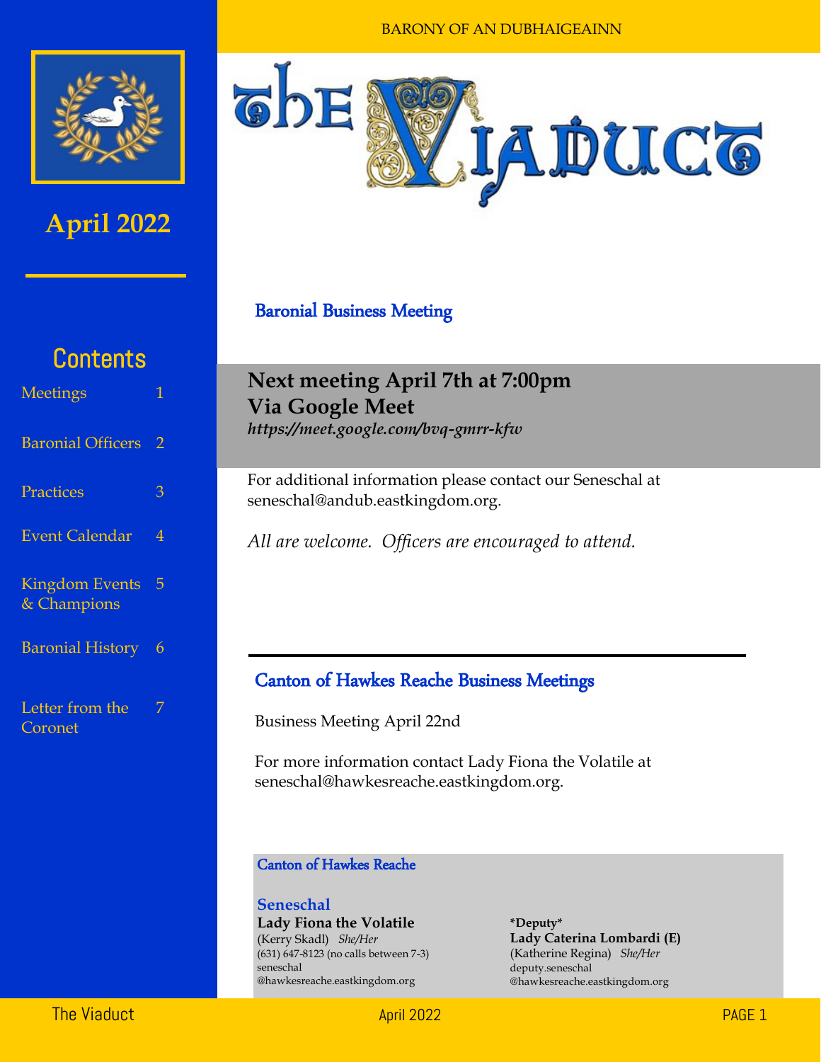BARONY OF AN DUBHAIGEAINN

# The Viaduct

**April 2022**

## Contents

- Meetings 1
- Baronial Officers 2
- Practices 3
- Event Calendar 4
- Kingdom Events & Champions 5
- Baronial History 6
- Letter from the Coronet 7

## Baronial Business Meeting

**Next meeting April 7th at 7:00pm**
**Via Google Meet**
***https://meet.google.com/bvq-gmrr-kfw***

For additional information please contact our Seneschal at seneschal@andub.eastkingdom.org.

*All are welcome. Officers are encouraged to attend.*

## Canton of Hawkes Reache Business Meetings

Business Meeting April 22nd

For more information contact Lady Fiona the Volatile at seneschal@hawkesreache.eastkingdom.org.

### Canton of Hawkes Reache

**Seneschal**
**Lady Fiona the Volatile**
(Kerry Skadl) *She/Her*
(631) 647-8123 (no calls between 7-3)
seneschal@hawkesreache.eastkingdom.org

**\*Deputy\***
**Lady Caterina Lombardi (E)**
(Katherine Regina) *She/Her*
deputy.seneschal@hawkesreache.eastkingdom.org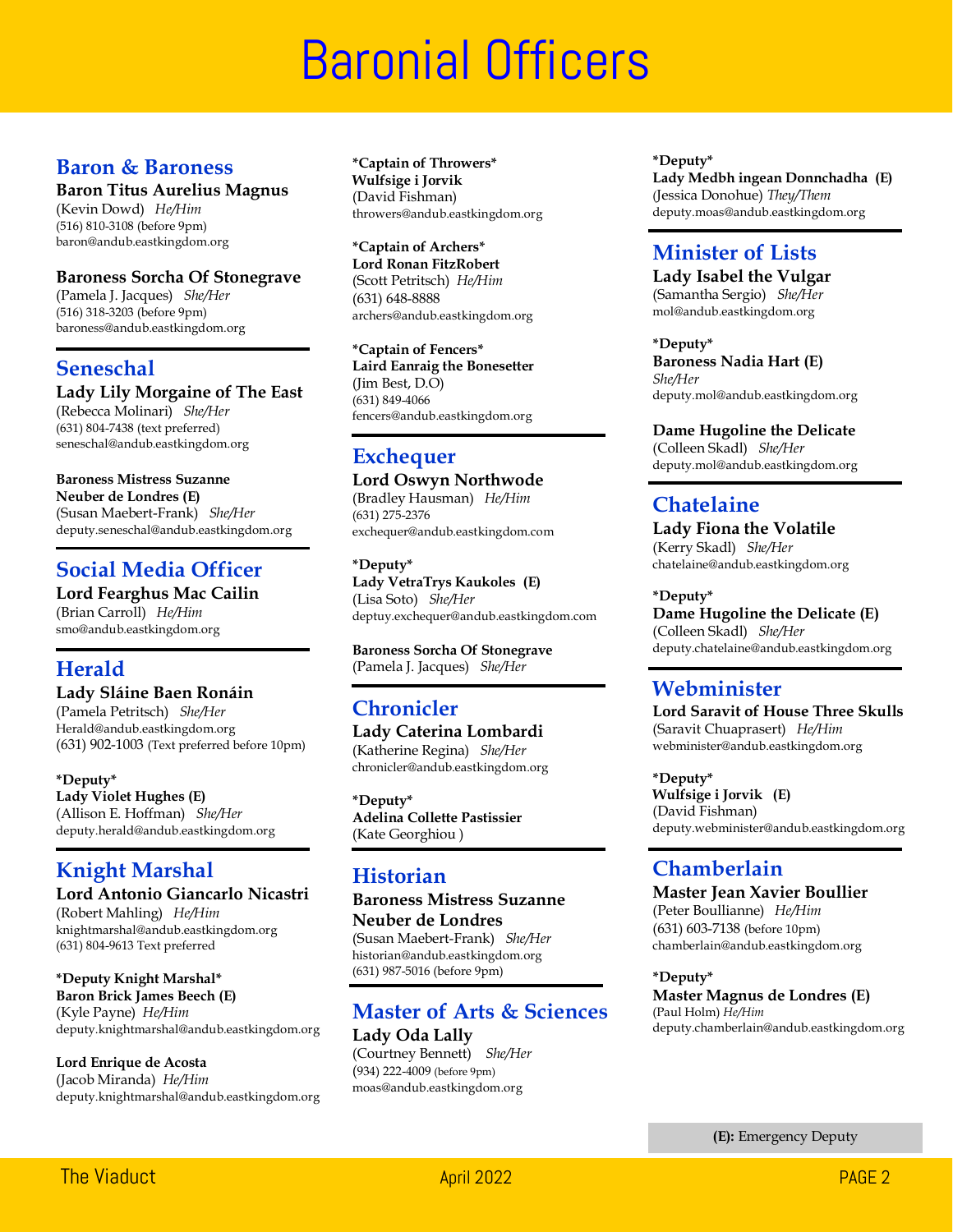# Baronial Officers

## Baron & Baroness

**Baron Titus Aurelius Magnus**
(Kevin Dowd) *He/Him*
(516) 810-3108 (before 9pm)
baron@andub.eastkingdom.org

**Baroness Sorcha Of Stonegrave**
(Pamela J. Jacques) *She/Her*
(516) 318-3203 (before 9pm)
baroness@andub.eastkingdom.org

## Seneschal

**Lady Lily Morgaine of The East**
(Rebecca Molinari) *She/Her*
(631) 804-7438 (text preferred)
seneschal@andub.eastkingdom.org

**Baroness Mistress Suzanne Neuber de Londres (E)**
(Susan Maebert-Frank) *She/Her*
deputy.seneschal@andub.eastkingdom.org

## Social Media Officer

**Lord Fearghus Mac Cailin**
(Brian Carroll) *He/Him*
smo@andub.eastkingdom.org

## Herald

**Lady Sláine Baen Ronáin**
(Pamela Petritsch) *She/Her*
Herald@andub.eastkingdom.org
(631) 902-1003 (Text preferred before 10pm)

***Deputy***
**Lady Violet Hughes (E)**
(Allison E. Hoffman) *She/Her*
deputy.herald@andub.eastkingdom.org

## Knight Marshal

**Lord Antonio Giancarlo Nicastri**
(Robert Mahling) *He/Him*
knightmarshal@andub.eastkingdom.org
(631) 804-9613 Text preferred

***Deputy Knight Marshal***
**Baron Brick James Beech (E)**
(Kyle Payne) *He/Him*
deputy.knightmarshal@andub.eastkingdom.org

**Lord Enrique de Acosta**
(Jacob Miranda) *He/Him*
deputy.knightmarshal@andub.eastkingdom.org

***Captain of Throwers***
**Wulfsige i Jorvik**
(David Fishman)
throwers@andub.eastkingdom.org

***Captain of Archers***
**Lord Ronan FitzRobert**
(Scott Petritsch) *He/Him*
(631) 648-8888
archers@andub.eastkingdom.org

***Captain of Fencers***
**Laird Eanraig the Bonesetter**
(Jim Best, D.O)
(631) 849-4066
fencers@andub.eastkingdom.org

## Exchequer

**Lord Oswyn Northwode**
(Bradley Hausman) *He/Him*
(631) 275-2376
exchequer@andub.eastkingdom.com

***Deputy***
**Lady VetraTrys Kaukoles (E)**
(Lisa Soto) *She/Her*
deptuy.exchequer@andub.eastkingdom.com

**Baroness Sorcha Of Stonegrave**
(Pamela J. Jacques) *She/Her*

## Chronicler

**Lady Caterina Lombardi**
(Katherine Regina) *She/Her*
chronicler@andub.eastkingdom.org

***Deputy***
**Adelina Collette Pastissier**
(Kate Georghiou )

## Historian

**Baroness Mistress Suzanne Neuber de Londres**
(Susan Maebert-Frank) *She/Her*
historian@andub.eastkingdom.org
(631) 987-5016 (before 9pm)

## Master of Arts & Sciences

**Lady Oda Lally**
(Courtney Bennett) *She/Her*
(934) 222-4009 (before 9pm)
moas@andub.eastkingdom.org

***Deputy***
**Lady Medbh ingean Donnchadha (E)**
(Jessica Donohue) *They/Them*
deputy.moas@andub.eastkingdom.org

## Minister of Lists

**Lady Isabel the Vulgar**
(Samantha Sergio) *She/Her*
mol@andub.eastkingdom.org

***Deputy***
**Baroness Nadia Hart (E)**
*She/Her*
deputy.mol@andub.eastkingdom.org

**Dame Hugoline the Delicate**
(Colleen Skadl) *She/Her*
deputy.mol@andub.eastkingdom.org

## Chatelaine

**Lady Fiona the Volatile**
(Kerry Skadl) *She/Her*
chatelaine@andub.eastkingdom.org

***Deputy***
**Dame Hugoline the Delicate (E)**
(Colleen Skadl) *She/Her*
deputy.chatelaine@andub.eastkingdom.org

## Webminister

**Lord Saravit of House Three Skulls**
(Saravit Chuaprasert) *He/Him*
webminister@andub.eastkingdom.org

***Deputy***
**Wulfsige i Jorvik (E)**
(David Fishman)
deputy.webminister@andub.eastkingdom.org

## Chamberlain

**Master Jean Xavier Boullier**
(Peter Boullianne) *He/Him*
(631) 603-7138 (before 10pm)
chamberlain@andub.eastkingdom.org

***Deputy***
**Master Magnus de Londres (E)**
(Paul Holm) *He/Him*
deputy.chamberlain@andub.eastkingdom.org

**(E):** Emergency Deputy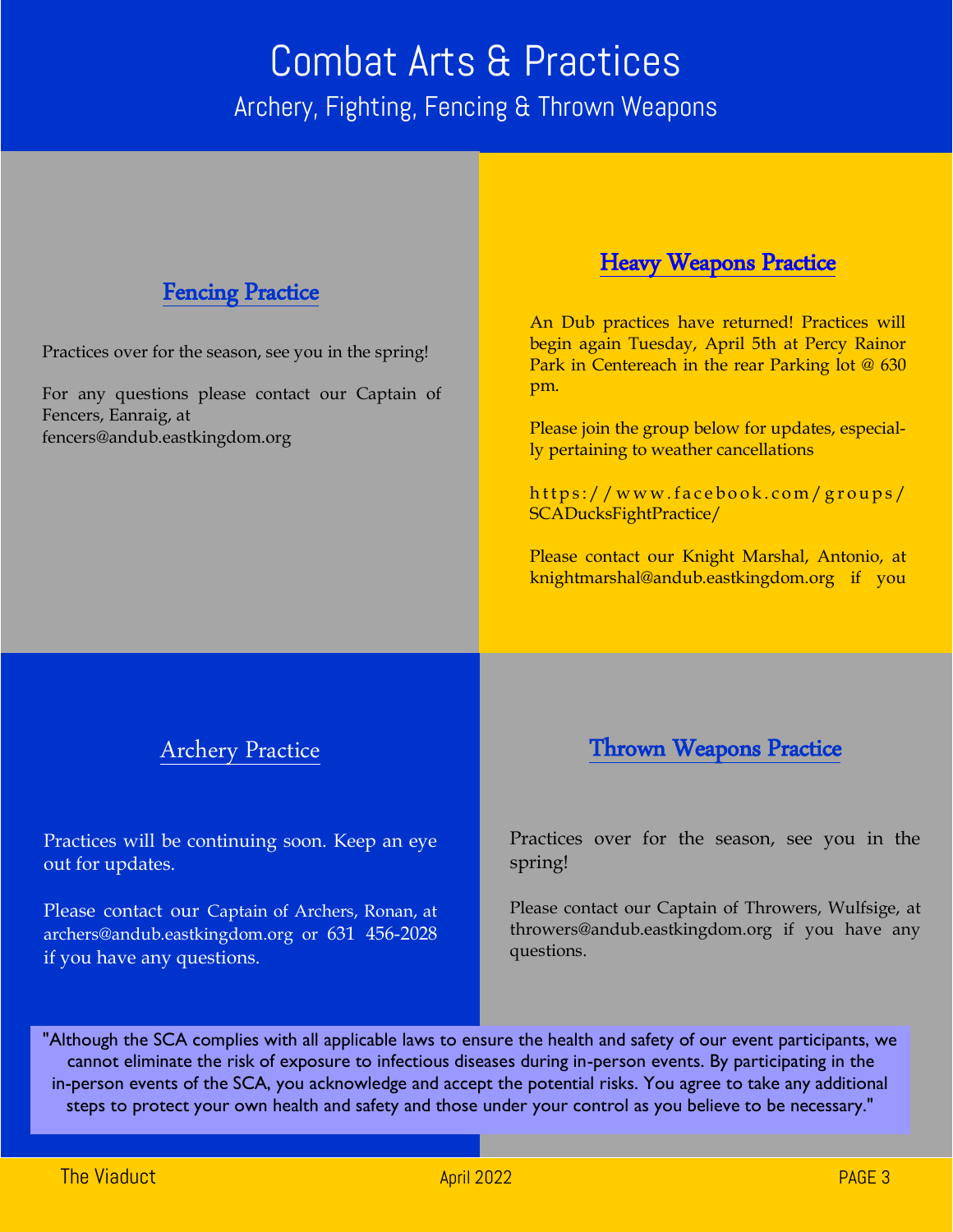# Combat Arts & Practices

## Archery, Fighting, Fencing & Thrown Weapons

### Fencing Practice

Practices over for the season, see you in the spring!

For any questions please contact our Captain of Fencers, Eanraig, at fencers@andub.eastkingdom.org

### Heavy Weapons Practice

An Dub practices have returned! Practices will begin again Tuesday, April 5th at Percy Rainor Park in Centereach in the rear Parking lot @ 630 pm.

Please join the group below for updates, especially pertaining to weather cancellations

https://www.facebook.com/groups/SCADucksFightPractice/

Please contact our Knight Marshal, Antonio, at knightmarshal@andub.eastkingdom.org if you

### Archery Practice

Practices will be continuing soon. Keep an eye out for updates.

Please contact our Captain of Archers, Ronan, at archers@andub.eastkingdom.org or 631 456-2028 if you have any questions.

### Thrown Weapons Practice

Practices over for the season, see you in the spring!

Please contact our Captain of Throwers, Wulfsige, at throwers@andub.eastkingdom.org if you have any questions.

"Although the SCA complies with all applicable laws to ensure the health and safety of our event participants, we cannot eliminate the risk of exposure to infectious diseases during in-person events. By participating in the in-person events of the SCA, you acknowledge and accept the potential risks. You agree to take any additional steps to protect your own health and safety and those under your control as you believe to be necessary."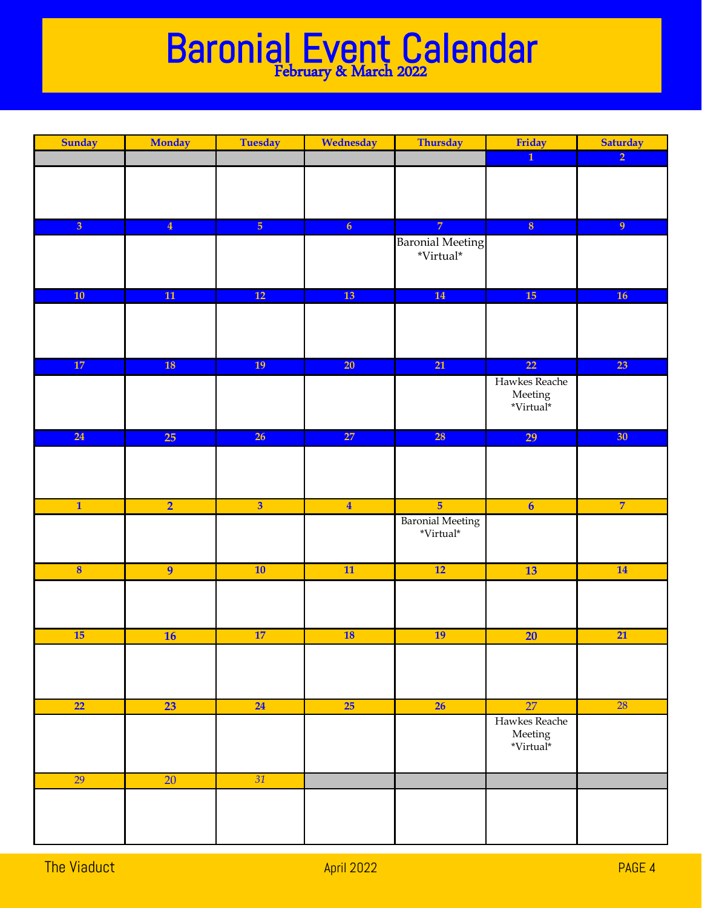# Baronial Event Calendar

## February & March 2022

| Sunday | Monday | Tuesday | Wednesday | Thursday | Friday | Saturday |
|---|---|---|---|---|---|---|
| | | | | | 1 | 2 |
| 3 | 4 | 5 | 6 | 7<br>Baronial Meeting *Virtual* | 8 | 9 |
| 10 | 11 | 12 | 13 | 14 | 15 | 16 |
| 17 | 18 | 19 | 20 | 21 | 22<br>Hawkes Reache Meeting *Virtual* | 23 |
| 24 | 25 | 26 | 27 | 28 | 29 | 30 |
| 1 | 2 | 3 | 4 | 5<br>Baronial Meeting *Virtual* | 6 | 7 |
| 8 | 9 | 10 | 11 | 12 | 13 | 14 |
| 15 | 16 | 17 | 18 | 19 | 20 | 21 |
| 22 | 23 | 24 | 25 | 26 | 27<br>Hawkes Reache Meeting *Virtual* | 28 |
| 29 | 20 | 31 | | | | |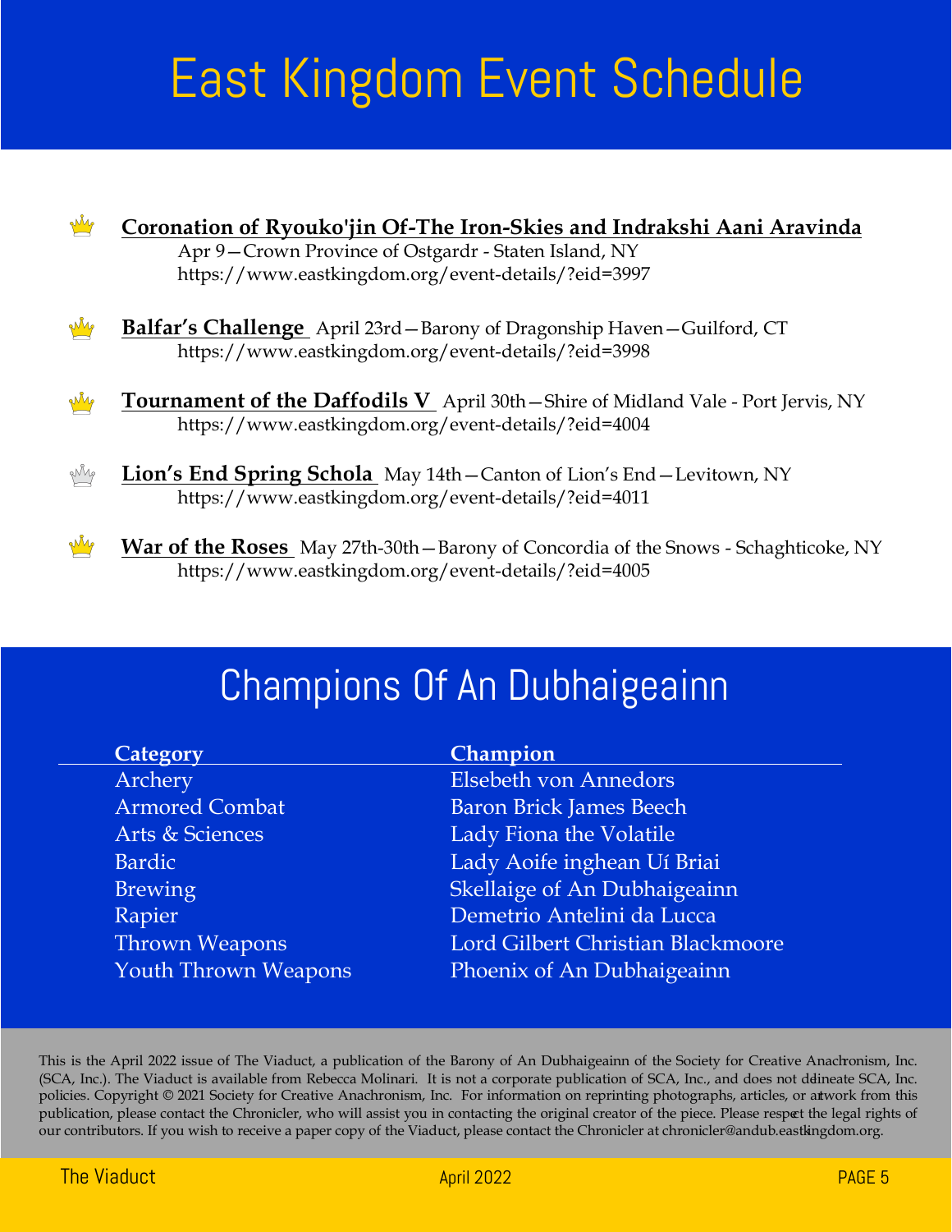# East Kingdom Event Schedule

- **Coronation of Ryouko'jin Of-The Iron-Skies and Indrakshi Aani Aravinda**
  Apr 9—Crown Province of Ostgardr - Staten Island, NY
  https://www.eastkingdom.org/event-details/?eid=3997

- **Balfar's Challenge** April 23rd—Barony of Dragonship Haven—Guilford, CT
  https://www.eastkingdom.org/event-details/?eid=3998

- **Tournament of the Daffodils V** April 30th—Shire of Midland Vale - Port Jervis, NY
  https://www.eastkingdom.org/event-details/?eid=4004

- **Lion's End Spring Schola** May 14th—Canton of Lion's End—Levitown, NY
  https://www.eastkingdom.org/event-details/?eid=4011

- **War of the Roses** May 27th-30th—Barony of Concordia of the Snows - Schaghticoke, NY
  https://www.eastkingdom.org/event-details/?eid=4005

# Champions Of An Dubhaigeainn

| Category | Champion |
| --- | --- |
| Archery | Elsebeth von Annedors |
| Armored Combat | Baron Brick James Beech |
| Arts & Sciences | Lady Fiona the Volatile |
| Bardic | Lady Aoife inghean Uí Briai |
| Brewing | Skellaige of An Dubhaigeainn |
| Rapier | Demetrio Antelini da Lucca |
| Thrown Weapons | Lord Gilbert Christian Blackmoore |
| Youth Thrown Weapons | Phoenix of An Dubhaigeainn |

This is the April 2022 issue of The Viaduct, a publication of the Barony of An Dubhaigeainn of the Society for Creative Anachronism, Inc. (SCA, Inc.). The Viaduct is available from Rebecca Molinari. It is not a corporate publication of SCA, Inc., and does not delineate SCA, Inc. policies. Copyright © 2021 Society for Creative Anachronism, Inc. For information on reprinting photographs, articles, or artwork from this publication, please contact the Chronicler, who will assist you in contacting the original creator of the piece. Please respect the legal rights of our contributors. If you wish to receive a paper copy of the Viaduct, please contact the Chronicler at chronicler@andub.eastkingdom.org.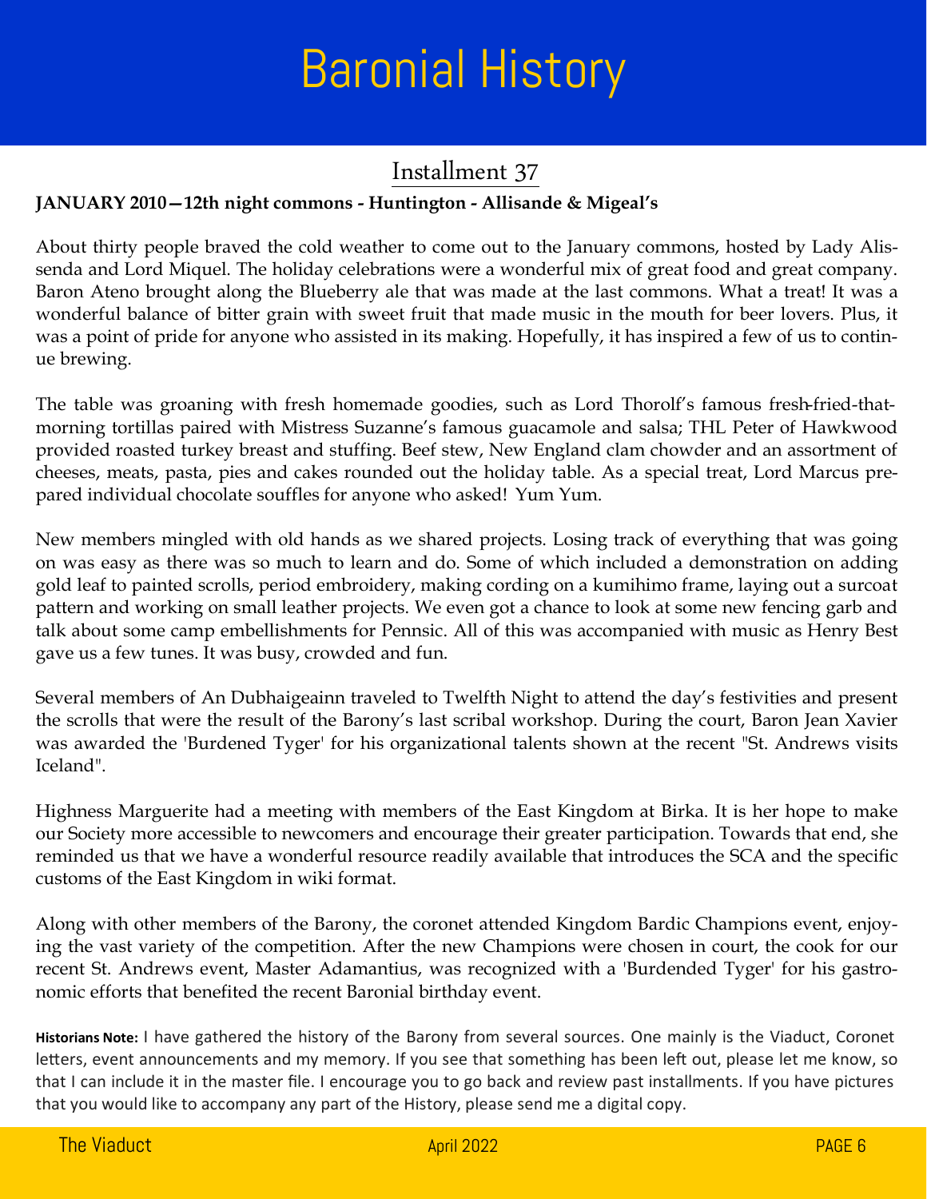# Baronial History

## Installment 37

**JANUARY 2010—12th night commons - Huntington - Allisande & Migeal's**

About thirty people braved the cold weather to come out to the January commons, hosted by Lady Alissenda and Lord Miquel. The holiday celebrations were a wonderful mix of great food and great company. Baron Ateno brought along the Blueberry ale that was made at the last commons. What a treat! It was a wonderful balance of bitter grain with sweet fruit that made music in the mouth for beer lovers. Plus, it was a point of pride for anyone who assisted in its making. Hopefully, it has inspired a few of us to continue brewing.

The table was groaning with fresh homemade goodies, such as Lord Thorolf's famous fresh-fried-that-morning tortillas paired with Mistress Suzanne's famous guacamole and salsa; THL Peter of Hawkwood provided roasted turkey breast and stuffing. Beef stew, New England clam chowder and an assortment of cheeses, meats, pasta, pies and cakes rounded out the holiday table. As a special treat, Lord Marcus prepared individual chocolate souffles for anyone who asked! Yum Yum.

New members mingled with old hands as we shared projects. Losing track of everything that was going on was easy as there was so much to learn and do. Some of which included a demonstration on adding gold leaf to painted scrolls, period embroidery, making cording on a kumihimo frame, laying out a surcoat pattern and working on small leather projects. We even got a chance to look at some new fencing garb and talk about some camp embellishments for Pennsic. All of this was accompanied with music as Henry Best gave us a few tunes. It was busy, crowded and fun.

Several members of An Dubhaigeainn traveled to Twelfth Night to attend the day's festivities and present the scrolls that were the result of the Barony's last scribal workshop. During the court, Baron Jean Xavier was awarded the 'Burdened Tyger' for his organizational talents shown at the recent "St. Andrews visits Iceland".

Highness Marguerite had a meeting with members of the East Kingdom at Birka. It is her hope to make our Society more accessible to newcomers and encourage their greater participation. Towards that end, she reminded us that we have a wonderful resource readily available that introduces the SCA and the specific customs of the East Kingdom in wiki format.

Along with other members of the Barony, the coronet attended Kingdom Bardic Champions event, enjoying the vast variety of the competition. After the new Champions were chosen in court, the cook for our recent St. Andrews event, Master Adamantius, was recognized with a 'Burdended Tyger' for his gastronomic efforts that benefited the recent Baronial birthday event.

**Historians Note:** I have gathered the history of the Barony from several sources. One mainly is the Viaduct, Coronet letters, event announcements and my memory. If you see that something has been left out, please let me know, so that I can include it in the master file. I encourage you to go back and review past installments. If you have pictures that you would like to accompany any part of the History, please send me a digital copy.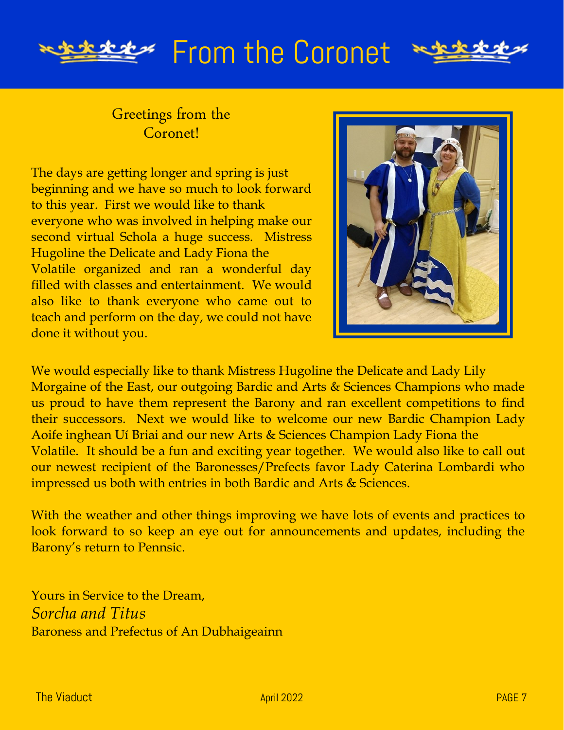# From the Coronet

Greetings from the Coronet!

The days are getting longer and spring is just beginning and we have so much to look forward to this year. First we would like to thank everyone who was involved in helping make our second virtual Schola a huge success. Mistress Hugoline the Delicate and Lady Fiona the Volatile organized and ran a wonderful day filled with classes and entertainment. We would also like to thank everyone who came out to teach and perform on the day, we could not have done it without you.

We would especially like to thank Mistress Hugoline the Delicate and Lady Lily Morgaine of the East, our outgoing Bardic and Arts & Sciences Champions who made us proud to have them represent the Barony and ran excellent competitions to find their successors. Next we would like to welcome our new Bardic Champion Lady Aoife inghean Uí Briai and our new Arts & Sciences Champion Lady Fiona the Volatile. It should be a fun and exciting year together. We would also like to call out our newest recipient of the Baronesses/Prefects favor Lady Caterina Lombardi who impressed us both with entries in both Bardic and Arts & Sciences.

With the weather and other things improving we have lots of events and practices to look forward to so keep an eye out for announcements and updates, including the Barony's return to Pennsic.

Yours in Service to the Dream,
*Sorcha and Titus*
Baroness and Prefectus of An Dubhaigeainn